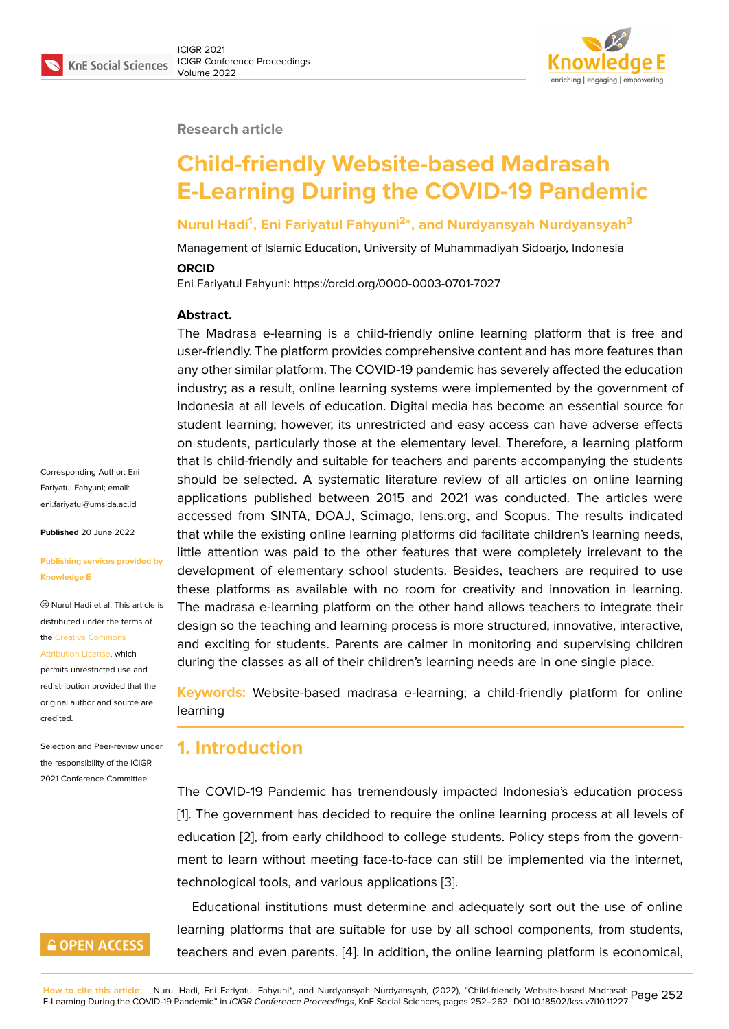Research article

# Child-friendly Website-based Madrasah E-Learning During the COVID-19 Pandemic

**Nurul Hadi[1], Eni Fariyatul Fahyuni[2]*, and Nurdyansyah Nurdyansyah[3]**

Management of Islamic Education, University of Muhammadiyah Sidoarjo, Indonesia

**ORCID**

Eni Fariyatul Fahyuni: https://orcid.org/0000-0003-0701-7027

Corresponding Author: Eni Fariyatul Fahyuni; email: eni.fariyatul@umsida.ac.id

**Published** 20 June 2022

**Publishing services provided by Knowledge E**

© Nurul Hadi et al. This article is distributed under the terms of the Creative Commons Attribution License, which permits unrestricted use and redistribution provided that the original author and source are credited.

Selection and Peer-review under the responsibility of the ICIGR 2021 Conference Committee.

**Abstract.**

The Madrasa e-learning is a child-friendly online learning platform that is free and user-friendly. The platform provides comprehensive content and has more features than any other similar platform. The COVID-19 pandemic has severely affected the education industry; as a result, online learning systems were implemented by the government of Indonesia at all levels of education. Digital media has become an essential source for student learning; however, its unrestricted and easy access can have adverse effects on students, particularly those at the elementary level. Therefore, a learning platform that is child-friendly and suitable for teachers and parents accompanying the students should be selected. A systematic literature review of all articles on online learning applications published between 2015 and 2021 was conducted. The articles were accessed from SINTA, DOAJ, Scimago, lens.org, and Scopus. The results indicated that while the existing online learning platforms did facilitate children's learning needs, little attention was paid to the other features that were completely irrelevant to the development of elementary school students. Besides, teachers are required to use these platforms as available with no room for creativity and innovation in learning. The madrasa e-learning platform on the other hand allows teachers to integrate their design so the teaching and learning process is more structured, innovative, interactive, and exciting for students. Parents are calmer in monitoring and supervising children during the classes as all of their children's learning needs are in one single place.

**Keywords:** Website-based madrasa e-learning; a child-friendly platform for online learning

## 1. Introduction

The COVID-19 Pandemic has tremendously impacted Indonesia's education process [1]. The government has decided to require the online learning process at all levels of education [2], from early childhood to college students. Policy steps from the government to learn without meeting face-to-face can still be implemented via the internet, technological tools, and various applications [3].

Educational institutions must determine and adequately sort out the use of online learning platforms that are suitable for use by all school components, from students, teachers and even parents. [4]. In addition, the online learning platform is economical,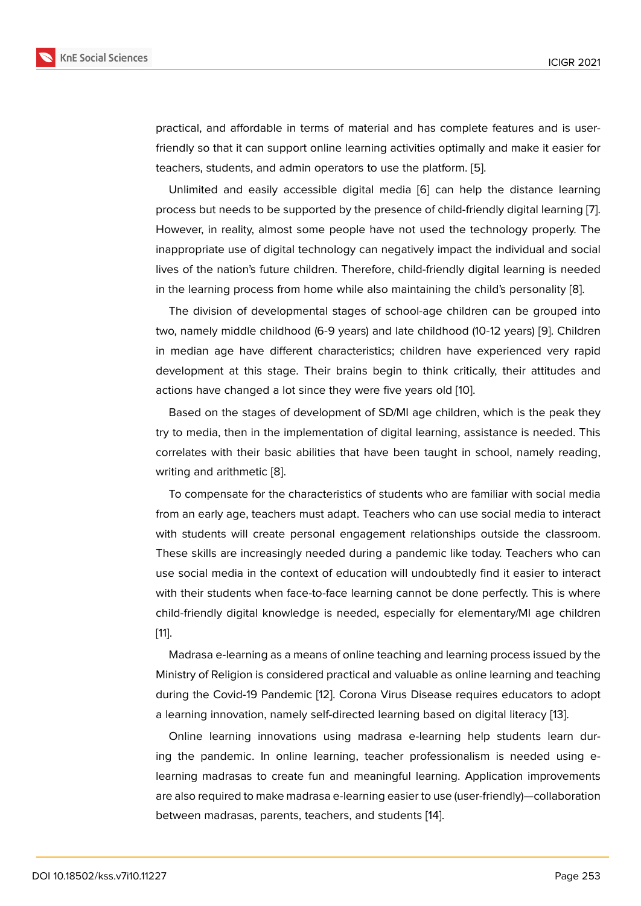practical, and affordable in terms of material and has complete features and is user-friendly so that it can support online learning activities optimally and make it easier for teachers, students, and admin operators to use the platform. [5].

Unlimited and easily accessible digital media [6] can help the distance learning process but needs to be supported by the presence of child-friendly digital learning [7]. However, in reality, almost some people have not used the technology properly. The inappropriate use of digital technology can negatively impact the individual and social lives of the nation's future children. Therefore, child-friendly digital learning is needed in the learning process from home while also maintaining the child's personality [8].

The division of developmental stages of school-age children can be grouped into two, namely middle childhood (6-9 years) and late childhood (10-12 years) [9]. Children in median age have different characteristics; children have experienced very rapid development at this stage. Their brains begin to think critically, their attitudes and actions have changed a lot since they were five years old [10].

Based on the stages of development of SD/MI age children, which is the peak they try to media, then in the implementation of digital learning, assistance is needed. This correlates with their basic abilities that have been taught in school, namely reading, writing and arithmetic [8].

To compensate for the characteristics of students who are familiar with social media from an early age, teachers must adapt. Teachers who can use social media to interact with students will create personal engagement relationships outside the classroom. These skills are increasingly needed during a pandemic like today. Teachers who can use social media in the context of education will undoubtedly find it easier to interact with their students when face-to-face learning cannot be done perfectly. This is where child-friendly digital knowledge is needed, especially for elementary/MI age children [11].

Madrasa e-learning as a means of online teaching and learning process issued by the Ministry of Religion is considered practical and valuable as online learning and teaching during the Covid-19 Pandemic [12]. Corona Virus Disease requires educators to adopt a learning innovation, namely self-directed learning based on digital literacy [13].

Online learning innovations using madrasa e-learning help students learn during the pandemic. In online learning, teacher professionalism is needed using e-learning madrasas to create fun and meaningful learning. Application improvements are also required to make madrasa e-learning easier to use (user-friendly)—collaboration between madrasas, parents, teachers, and students [14].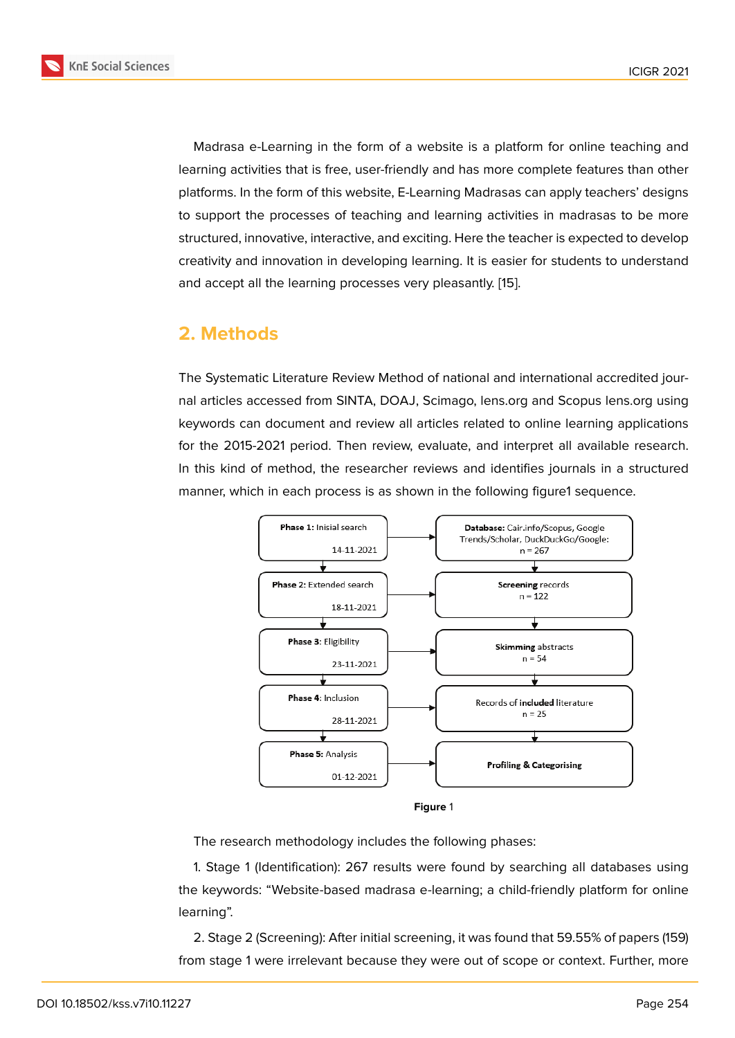Madrasa e-Learning in the form of a website is a platform for online teaching and learning activities that is free, user-friendly and has more complete features than other platforms. In the form of this website, E-Learning Madrasas can apply teachers' designs to support the processes of teaching and learning activities in madrasas to be more structured, innovative, interactive, and exciting. Here the teacher is expected to develop creativity and innovation in developing learning. It is easier for students to understand and accept all the learning processes very pleasantly. [15].

## 2. Methods

The Systematic Literature Review Method of national and international accredited journal articles accessed from SINTA, DOAJ, Scimago, lens.org and Scopus lens.org using keywords can document and review all articles related to online learning applications for the 2015-2021 period. Then review, evaluate, and interpret all available research. In this kind of method, the researcher reviews and identifies journals in a structured manner, which in each process is as shown in the following figure1 sequence.

| Phase | Result |
| --- | --- |
| **Phase 1:** Inisial search 14-11-2021 | **Database:** Cair.info/Scopus, Google Trends/Scholar, DuckDuckGo/Google: n = 267 |
| **Phase 2:** Extended search 18-11-2021 | **Screening** records n = 122 |
| **Phase 3**: Eligibility 23-11-2021 | **Skimming** abstracts n = 54 |
| **Phase 4**: Inclusion 28-11-2021 | Records of **included** literature n = 25 |
| **Phase 5:** Analysis 01-12-2021 | **Profiling & Categorising** |

**Figure** 1

The research methodology includes the following phases:

1. Stage 1 (Identification): 267 results were found by searching all databases using the keywords: "Website-based madrasa e-learning; a child-friendly platform for online learning".

2. Stage 2 (Screening): After initial screening, it was found that 59.55% of papers (159) from stage 1 were irrelevant because they were out of scope or context. Further, more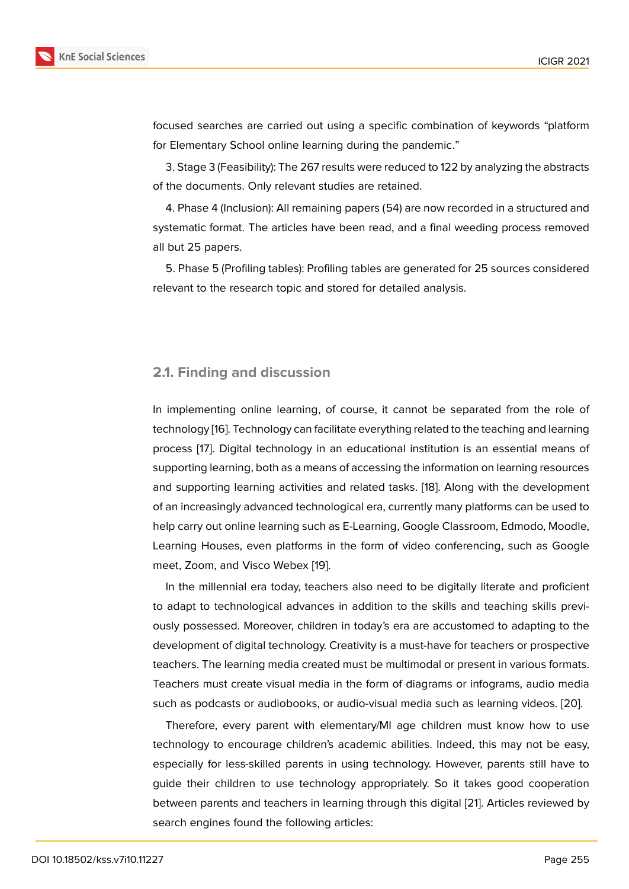focused searches are carried out using a specific combination of keywords "platform for Elementary School online learning during the pandemic."

3. Stage 3 (Feasibility): The 267 results were reduced to 122 by analyzing the abstracts of the documents. Only relevant studies are retained.

4. Phase 4 (Inclusion): All remaining papers (54) are now recorded in a structured and systematic format. The articles have been read, and a final weeding process removed all but 25 papers.

5. Phase 5 (Profiling tables): Profiling tables are generated for 25 sources considered relevant to the research topic and stored for detailed analysis.

## 2.1. Finding and discussion

In implementing online learning, of course, it cannot be separated from the role of technology [16]. Technology can facilitate everything related to the teaching and learning process [17]. Digital technology in an educational institution is an essential means of supporting learning, both as a means of accessing the information on learning resources and supporting learning activities and related tasks. [18]. Along with the development of an increasingly advanced technological era, currently many platforms can be used to help carry out online learning such as E-Learning, Google Classroom, Edmodo, Moodle, Learning Houses, even platforms in the form of video conferencing, such as Google meet, Zoom, and Visco Webex [19].

In the millennial era today, teachers also need to be digitally literate and proficient to adapt to technological advances in addition to the skills and teaching skills previously possessed. Moreover, children in today's era are accustomed to adapting to the development of digital technology. Creativity is a must-have for teachers or prospective teachers. The learning media created must be multimodal or present in various formats. Teachers must create visual media in the form of diagrams or infograms, audio media such as podcasts or audiobooks, or audio-visual media such as learning videos. [20].

Therefore, every parent with elementary/MI age children must know how to use technology to encourage children's academic abilities. Indeed, this may not be easy, especially for less-skilled parents in using technology. However, parents still have to guide their children to use technology appropriately. So it takes good cooperation between parents and teachers in learning through this digital [21]. Articles reviewed by search engines found the following articles: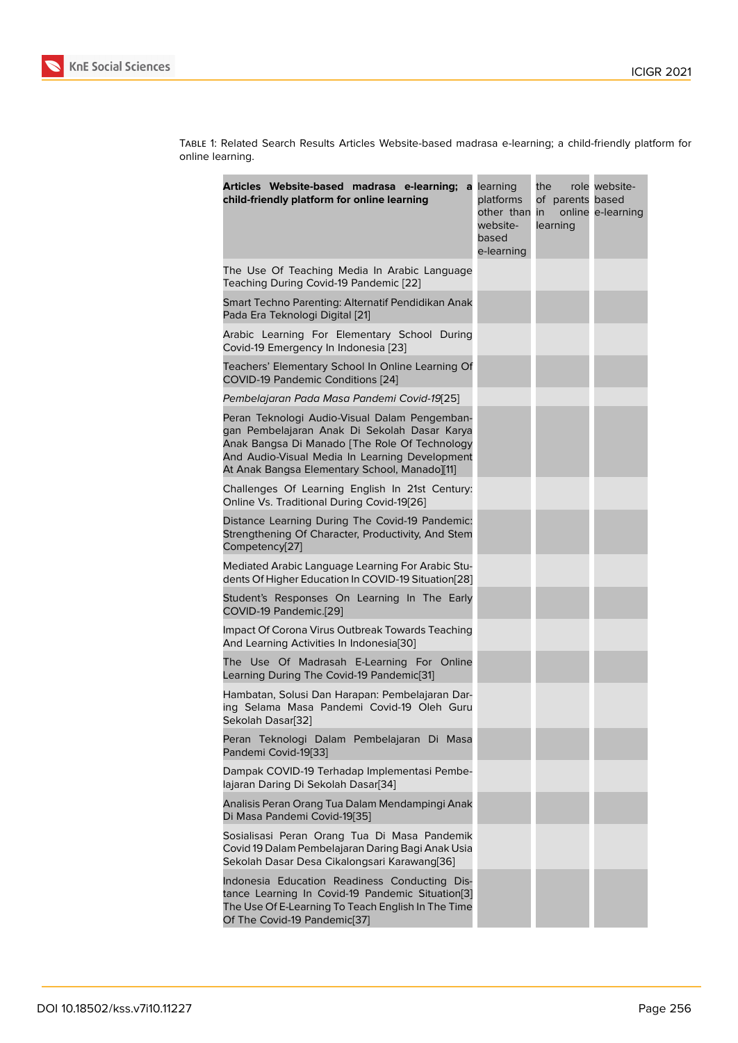Table 1: Related Search Results Articles Website-based madrasa e-learning; a child-friendly platform for online learning.

| **Articles Website-based madrasa e-learning; a child-friendly platform for online learning** | learning platforms other than website-based e-learning | the role of parents in online learning | website-based e-learning |
|---|---|---|---|
| The Use Of Teaching Media In Arabic Language Teaching During Covid-19 Pandemic [22] | | | |
| Smart Techno Parenting: Alternatif Pendidikan Anak Pada Era Teknologi Digital [21] | | | |
| Arabic Learning For Elementary School During Covid-19 Emergency In Indonesia [23] | | | |
| Teachers' Elementary School In Online Learning Of COVID-19 Pandemic Conditions [24] | | | |
| *Pembelajaran Pada Masa Pandemi Covid-19*[25] | | | |
| Peran Teknologi Audio-Visual Dalam Pengembangan Pembelajaran Anak Di Sekolah Dasar Karya Anak Bangsa Di Manado [The Role Of Technology And Audio-Visual Media In Learning Development At Anak Bangsa Elementary School, Manado][11] | | | |
| Challenges Of Learning English In 21st Century: Online Vs. Traditional During Covid-19[26] | | | |
| Distance Learning During The Covid-19 Pandemic: Strengthening Of Character, Productivity, And Stem Competency[27] | | | |
| Mediated Arabic Language Learning For Arabic Students Of Higher Education In COVID-19 Situation[28] | | | |
| Student's Responses On Learning In The Early COVID-19 Pandemic.[29] | | | |
| Impact Of Corona Virus Outbreak Towards Teaching And Learning Activities In Indonesia[30] | | | |
| The Use Of Madrasah E-Learning For Online Learning During The Covid-19 Pandemic[31] | | | |
| Hambatan, Solusi Dan Harapan: Pembelajaran Daring Selama Masa Pandemi Covid-19 Oleh Guru Sekolah Dasar[32] | | | |
| Peran Teknologi Dalam Pembelajaran Di Masa Pandemi Covid-19[33] | | | |
| Dampak COVID-19 Terhadap Implementasi Pembelajaran Daring Di Sekolah Dasar[34] | | | |
| Analisis Peran Orang Tua Dalam Mendampingi Anak Di Masa Pandemi Covid-19[35] | | | |
| Sosialisasi Peran Orang Tua Di Masa Pandemik Covid 19 Dalam Pembelajaran Daring Bagi Anak Usia Sekolah Dasar Desa Cikalongsari Karawang[36] | | | |
| Indonesia Education Readiness Conducting Distance Learning In Covid-19 Pandemic Situation[3] The Use Of E-Learning To Teach English In The Time Of The Covid-19 Pandemic[37] | | | |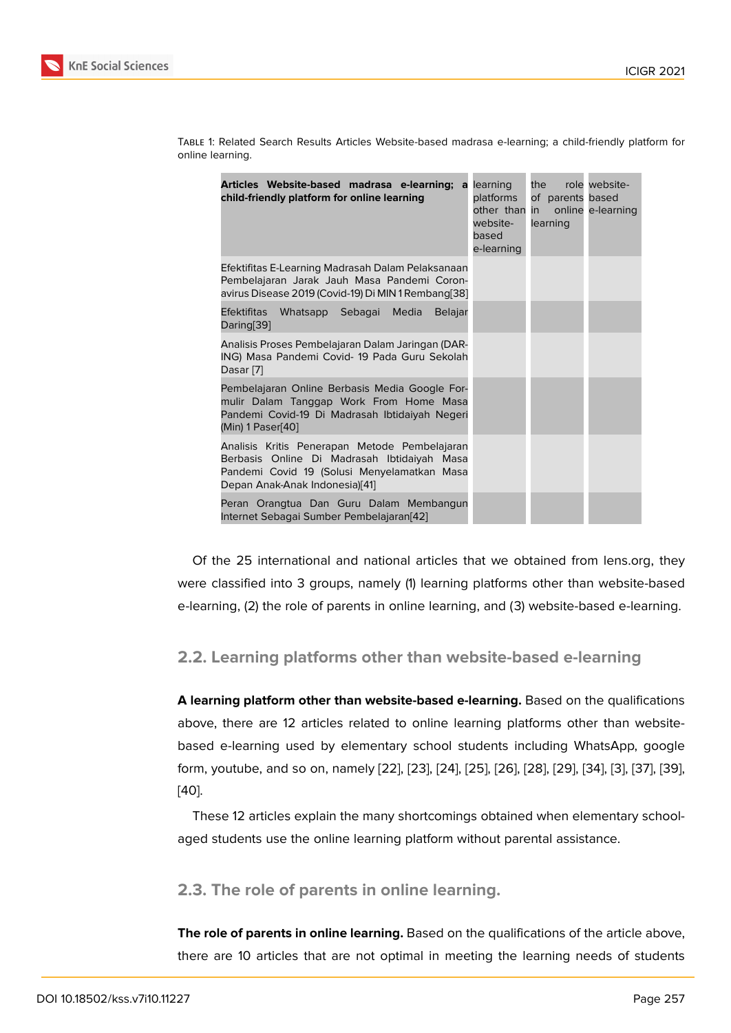Table 1: Related Search Results Articles Website-based madrasa e-learning; a child-friendly platform for online learning.

| **Articles Website-based madrasa e-learning; a child-friendly platform for online learning** | learning platforms other than website-based e-learning | the role of parents in online learning | website-based e-learning |
|---|---|---|---|
| Efektifitas E-Learning Madrasah Dalam Pelaksanaan Pembelajaran Jarak Jauh Masa Pandemi Coronavirus Disease 2019 (Covid-19) Di MIN 1 Rembang[38] | | | |
| Efektifitas Whatsapp Sebagai Media Belajar Daring[39] | | | |
| Analisis Proses Pembelajaran Dalam Jaringan (DARING) Masa Pandemi Covid- 19 Pada Guru Sekolah Dasar [7] | | | |
| Pembelajaran Online Berbasis Media Google Formulir Dalam Tanggap Work From Home Masa Pandemi Covid-19 Di Madrasah Ibtidaiyah Negeri (Min) 1 Paser[40] | | | |
| Analisis Kritis Penerapan Metode Pembelajaran Berbasis Online Di Madrasah Ibtidaiyah Masa Pandemi Covid 19 (Solusi Menyelamatkan Masa Depan Anak-Anak Indonesia)[41] | | | |
| Peran Orangtua Dan Guru Dalam Membangun Internet Sebagai Sumber Pembelajaran[42] | | | |

Of the 25 international and national articles that we obtained from lens.org, they were classified into 3 groups, namely (1) learning platforms other than website-based e-learning, (2) the role of parents in online learning, and (3) website-based e-learning.

## 2.2. Learning platforms other than website-based e-learning

**A learning platform other than website-based e-learning.** Based on the qualifications above, there are 12 articles related to online learning platforms other than website-based e-learning used by elementary school students including WhatsApp, google form, youtube, and so on, namely [22], [23], [24], [25], [26], [28], [29], [34], [3], [37], [39], [40].

These 12 articles explain the many shortcomings obtained when elementary school-aged students use the online learning platform without parental assistance.

## 2.3. The role of parents in online learning.

**The role of parents in online learning.** Based on the qualifications of the article above, there are 10 articles that are not optimal in meeting the learning needs of students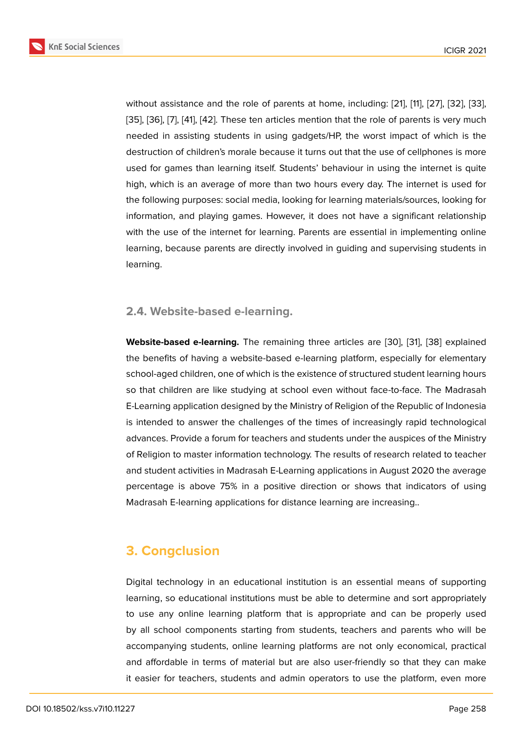without assistance and the role of parents at home, including: [21], [11], [27], [32], [33], [35], [36], [7], [41], [42]. These ten articles mention that the role of parents is very much needed in assisting students in using gadgets/HP, the worst impact of which is the destruction of children's morale because it turns out that the use of cellphones is more used for games than learning itself. Students' behaviour in using the internet is quite high, which is an average of more than two hours every day. The internet is used for the following purposes: social media, looking for learning materials/sources, looking for information, and playing games. However, it does not have a significant relationship with the use of the internet for learning. Parents are essential in implementing online learning, because parents are directly involved in guiding and supervising students in learning.

### 2.4. Website-based e-learning.

**Website-based e-learning.** The remaining three articles are [30], [31], [38] explained the benefits of having a website-based e-learning platform, especially for elementary school-aged children, one of which is the existence of structured student learning hours so that children are like studying at school even without face-to-face. The Madrasah E-Learning application designed by the Ministry of Religion of the Republic of Indonesia is intended to answer the challenges of the times of increasingly rapid technological advances. Provide a forum for teachers and students under the auspices of the Ministry of Religion to master information technology. The results of research related to teacher and student activities in Madrasah E-Learning applications in August 2020 the average percentage is above 75% in a positive direction or shows that indicators of using Madrasah E-learning applications for distance learning are increasing..

## 3. Congclusion

Digital technology in an educational institution is an essential means of supporting learning, so educational institutions must be able to determine and sort appropriately to use any online learning platform that is appropriate and can be properly used by all school components starting from students, teachers and parents who will be accompanying students, online learning platforms are not only economical, practical and affordable in terms of material but are also user-friendly so that they can make it easier for teachers, students and admin operators to use the platform, even more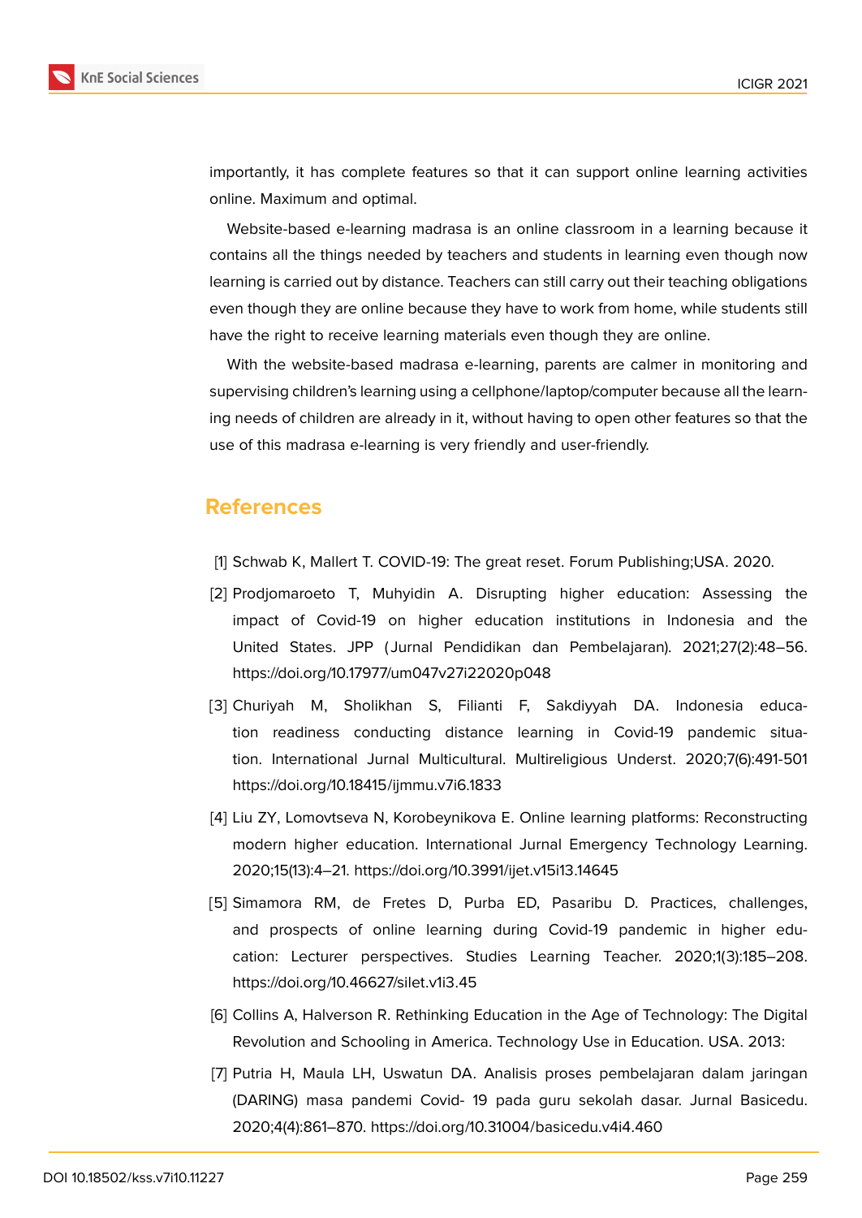importantly, it has complete features so that it can support online learning activities online. Maximum and optimal.

Website-based e-learning madrasa is an online classroom in a learning because it contains all the things needed by teachers and students in learning even though now learning is carried out by distance. Teachers can still carry out their teaching obligations even though they are online because they have to work from home, while students still have the right to receive learning materials even though they are online.

With the website-based madrasa e-learning, parents are calmer in monitoring and supervising children's learning using a cellphone/laptop/computer because all the learning needs of children are already in it, without having to open other features so that the use of this madrasa e-learning is very friendly and user-friendly.

## References

[1] Schwab K, Mallert T. COVID-19: The great reset. Forum Publishing;USA. 2020.

[2] Prodjomaroeto T, Muhyidin A. Disrupting higher education: Assessing the impact of Covid-19 on higher education institutions in Indonesia and the United States. JPP (Jurnal Pendidikan dan Pembelajaran). 2021;27(2):48–56. https://doi.org/10.17977/um047v27i22020p048

[3] Churiyah M, Sholikhan S, Filianti F, Sakdiyyah DA. Indonesia education readiness conducting distance learning in Covid-19 pandemic situation. International Jurnal Multicultural. Multireligious Underst. 2020;7(6):491-501 https://doi.org/10.18415/ijmmu.v7i6.1833

[4] Liu ZY, Lomovtseva N, Korobeynikova E. Online learning platforms: Reconstructing modern higher education. International Jurnal Emergency Technology Learning. 2020;15(13):4–21. https://doi.org/10.3991/ijet.v15i13.14645

[5] Simamora RM, de Fretes D, Purba ED, Pasaribu D. Practices, challenges, and prospects of online learning during Covid-19 pandemic in higher education: Lecturer perspectives. Studies Learning Teacher. 2020;1(3):185–208. https://doi.org/10.46627/silet.v1i3.45

[6] Collins A, Halverson R. Rethinking Education in the Age of Technology: The Digital Revolution and Schooling in America. Technology Use in Education. USA. 2013:

[7] Putria H, Maula LH, Uswatun DA. Analisis proses pembelajaran dalam jaringan (DARING) masa pandemi Covid- 19 pada guru sekolah dasar. Jurnal Basicedu. 2020;4(4):861–870. https://doi.org/10.31004/basicedu.v4i4.460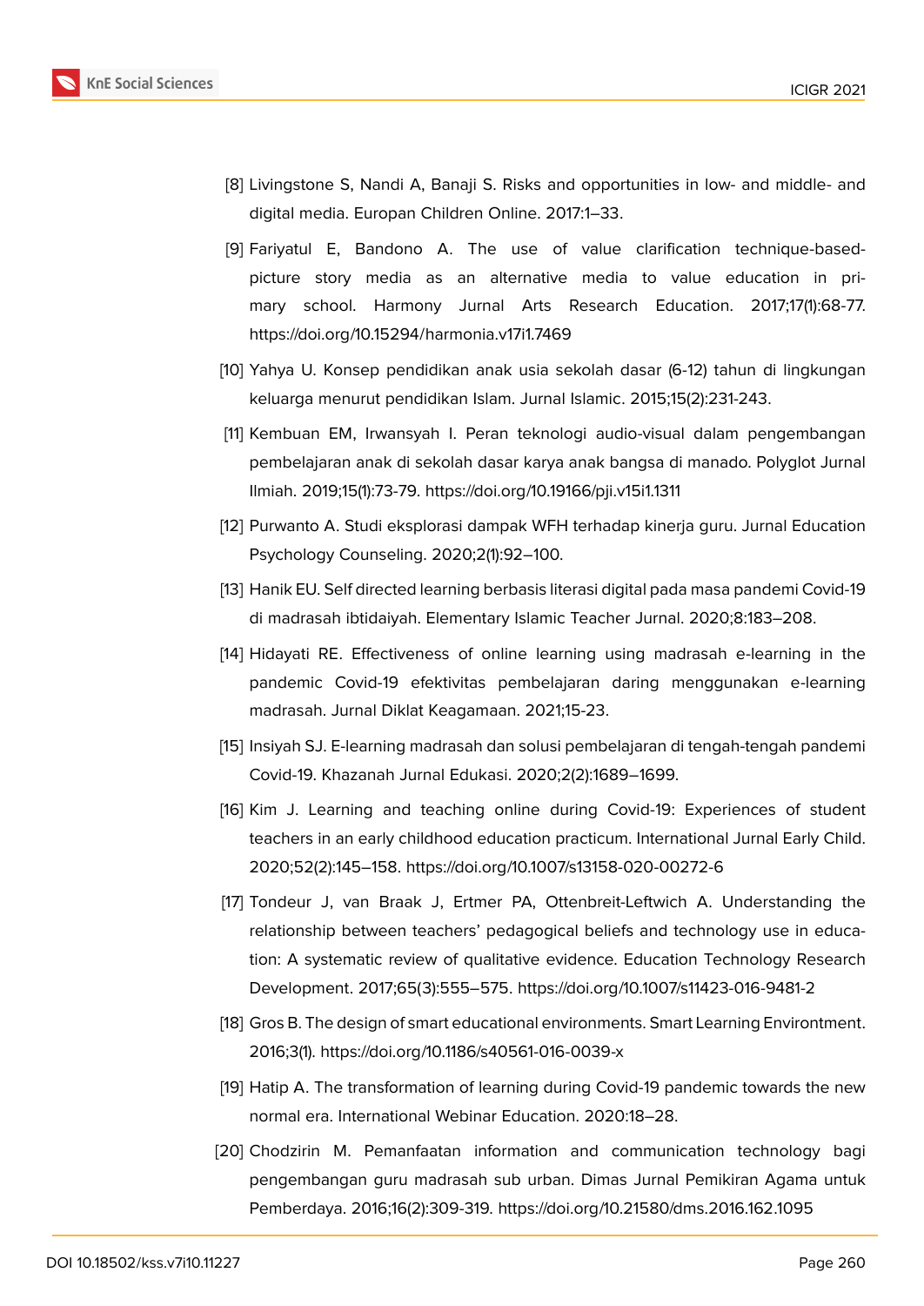[8] Livingstone S, Nandi A, Banaji S. Risks and opportunities in low- and middle- and digital media. Europan Children Online. 2017:1–33.

[9] Fariyatul E, Bandono A. The use of value clarification technique-based-picture story media as an alternative media to value education in primary school. Harmony Jurnal Arts Research Education. 2017;17(1):68-77. https://doi.org/10.15294/harmonia.v17i1.7469

[10] Yahya U. Konsep pendidikan anak usia sekolah dasar (6-12) tahun di lingkungan keluarga menurut pendidikan Islam. Jurnal Islamic. 2015;15(2):231-243.

[11] Kembuan EM, Irwansyah I. Peran teknologi audio-visual dalam pengembangan pembelajaran anak di sekolah dasar karya anak bangsa di manado. Polyglot Jurnal Ilmiah. 2019;15(1):73-79. https://doi.org/10.19166/pji.v15i1.1311

[12] Purwanto A. Studi eksplorasi dampak WFH terhadap kinerja guru. Jurnal Education Psychology Counseling. 2020;2(1):92–100.

[13] Hanik EU. Self directed learning berbasis literasi digital pada masa pandemi Covid-19 di madrasah ibtidaiyah. Elementary Islamic Teacher Jurnal. 2020;8:183–208.

[14] Hidayati RE. Effectiveness of online learning using madrasah e-learning in the pandemic Covid-19 efektivitas pembelajaran daring menggunakan e-learning madrasah. Jurnal Diklat Keagamaan. 2021;15-23.

[15] Insiyah SJ. E-learning madrasah dan solusi pembelajaran di tengah-tengah pandemi Covid-19. Khazanah Jurnal Edukasi. 2020;2(2):1689–1699.

[16] Kim J. Learning and teaching online during Covid-19: Experiences of student teachers in an early childhood education practicum. International Jurnal Early Child. 2020;52(2):145–158. https://doi.org/10.1007/s13158-020-00272-6

[17] Tondeur J, van Braak J, Ertmer PA, Ottenbreit-Leftwich A. Understanding the relationship between teachers' pedagogical beliefs and technology use in education: A systematic review of qualitative evidence. Education Technology Research Development. 2017;65(3):555–575. https://doi.org/10.1007/s11423-016-9481-2

[18] Gros B. The design of smart educational environments. Smart Learning Environtment. 2016;3(1). https://doi.org/10.1186/s40561-016-0039-x

[19] Hatip A. The transformation of learning during Covid-19 pandemic towards the new normal era. International Webinar Education. 2020:18–28.

[20] Chodzirin M. Pemanfaatan information and communication technology bagi pengembangan guru madrasah sub urban. Dimas Jurnal Pemikiran Agama untuk Pemberdaya. 2016;16(2):309-319. https://doi.org/10.21580/dms.2016.162.1095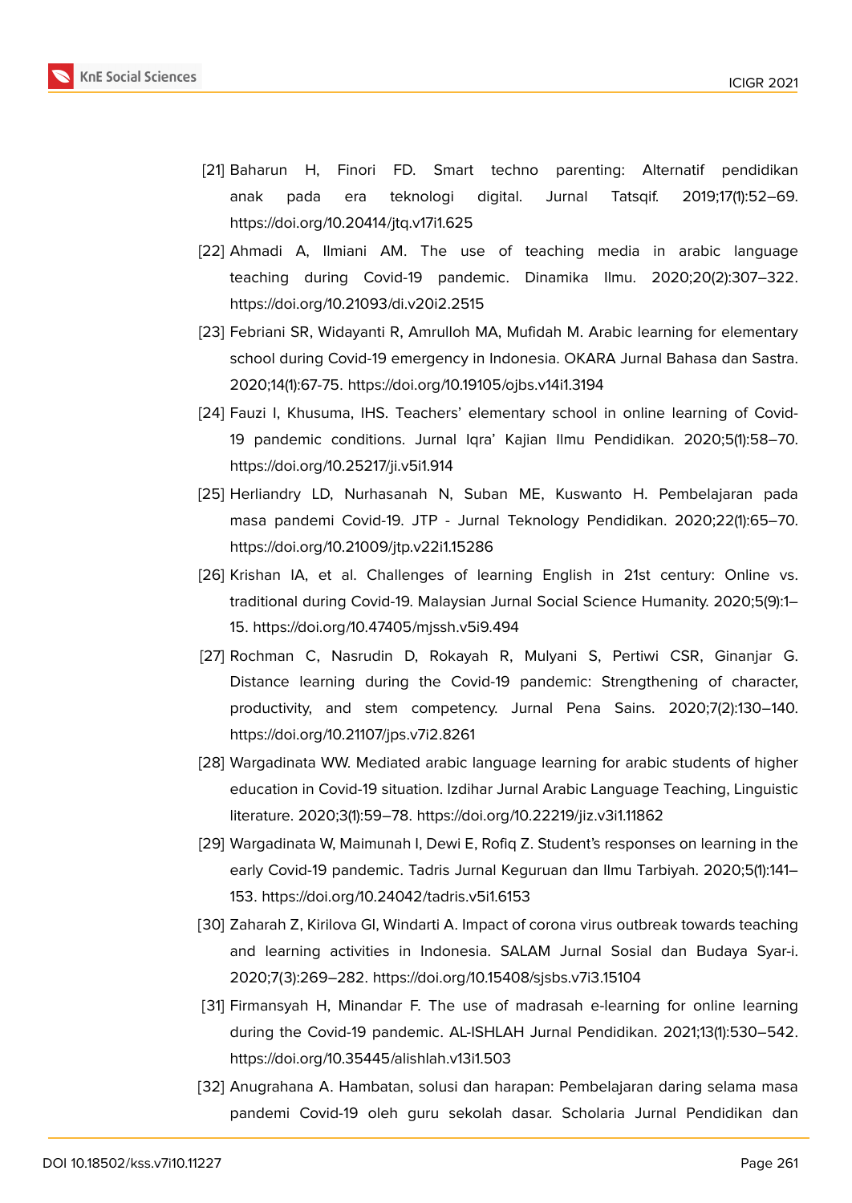[21] Baharun H, Finori FD. Smart techno parenting: Alternatif pendidikan anak pada era teknologi digital. Jurnal Tatsqif. 2019;17(1):52–69. https://doi.org/10.20414/jtq.v17i1.625

[22] Ahmadi A, Ilmiani AM. The use of teaching media in arabic language teaching during Covid-19 pandemic. Dinamika Ilmu. 2020;20(2):307–322. https://doi.org/10.21093/di.v20i2.2515

[23] Febriani SR, Widayanti R, Amrulloh MA, Mufidah M. Arabic learning for elementary school during Covid-19 emergency in Indonesia. OKARA Jurnal Bahasa dan Sastra. 2020;14(1):67-75. https://doi.org/10.19105/ojbs.v14i1.3194

[24] Fauzi I, Khusuma, IHS. Teachers' elementary school in online learning of Covid-19 pandemic conditions. Jurnal Iqra' Kajian Ilmu Pendidikan. 2020;5(1):58–70. https://doi.org/10.25217/ji.v5i1.914

[25] Herliandry LD, Nurhasanah N, Suban ME, Kuswanto H. Pembelajaran pada masa pandemi Covid-19. JTP - Jurnal Teknology Pendidikan. 2020;22(1):65–70. https://doi.org/10.21009/jtp.v22i1.15286

[26] Krishan IA, et al. Challenges of learning English in 21st century: Online vs. traditional during Covid-19. Malaysian Jurnal Social Science Humanity. 2020;5(9):1–15. https://doi.org/10.47405/mjssh.v5i9.494

[27] Rochman C, Nasrudin D, Rokayah R, Mulyani S, Pertiwi CSR, Ginanjar G. Distance learning during the Covid-19 pandemic: Strengthening of character, productivity, and stem competency. Jurnal Pena Sains. 2020;7(2):130–140. https://doi.org/10.21107/jps.v7i2.8261

[28] Wargadinata WW. Mediated arabic language learning for arabic students of higher education in Covid-19 situation. Izdihar Jurnal Arabic Language Teaching, Linguistic literature. 2020;3(1):59–78. https://doi.org/10.22219/jiz.v3i1.11862

[29] Wargadinata W, Maimunah I, Dewi E, Rofiq Z. Student's responses on learning in the early Covid-19 pandemic. Tadris Jurnal Keguruan dan Ilmu Tarbiyah. 2020;5(1):141–153. https://doi.org/10.24042/tadris.v5i1.6153

[30] Zaharah Z, Kirilova GI, Windarti A. Impact of corona virus outbreak towards teaching and learning activities in Indonesia. SALAM Jurnal Sosial dan Budaya Syar-i. 2020;7(3):269–282. https://doi.org/10.15408/sjsbs.v7i3.15104

[31] Firmansyah H, Minandar F. The use of madrasah e-learning for online learning during the Covid-19 pandemic. AL-ISHLAH Jurnal Pendidikan. 2021;13(1):530–542. https://doi.org/10.35445/alishlah.v13i1.503

[32] Anugrahana A. Hambatan, solusi dan harapan: Pembelajaran daring selama masa pandemi Covid-19 oleh guru sekolah dasar. Scholaria Jurnal Pendidikan dan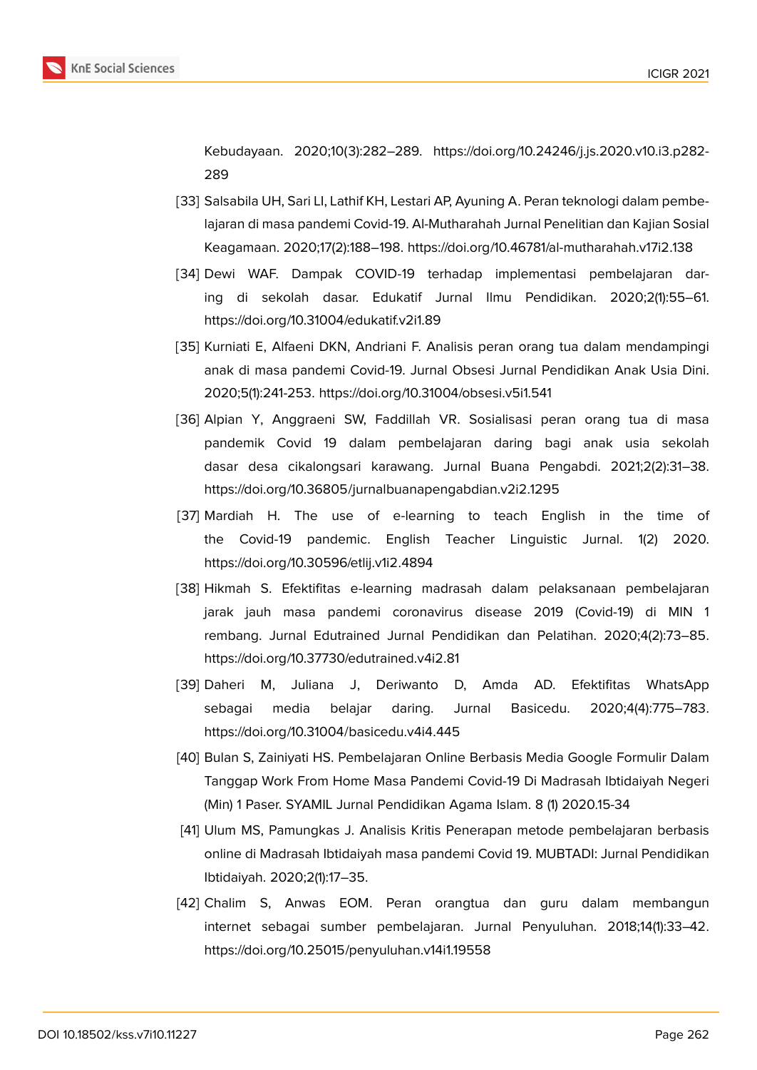Kebudayaan. 2020;10(3):282–289. https://doi.org/10.24246/j.js.2020.v10.i3.p282-289

[33] Salsabila UH, Sari LI, Lathif KH, Lestari AP, Ayuning A. Peran teknologi dalam pembelajaran di masa pandemi Covid-19. Al-Mutharahah Jurnal Penelitian dan Kajian Sosial Keagamaan. 2020;17(2):188–198. https://doi.org/10.46781/al-mutharahah.v17i2.138

[34] Dewi WAF. Dampak COVID-19 terhadap implementasi pembelajaran daring di sekolah dasar. Edukatif Jurnal Ilmu Pendidikan. 2020;2(1):55–61. https://doi.org/10.31004/edukatif.v2i1.89

[35] Kurniati E, Alfaeni DKN, Andriani F. Analisis peran orang tua dalam mendampingi anak di masa pandemi Covid-19. Jurnal Obsesi Jurnal Pendidikan Anak Usia Dini. 2020;5(1):241-253. https://doi.org/10.31004/obsesi.v5i1.541

[36] Alpian Y, Anggraeni SW, Faddillah VR. Sosialisasi peran orang tua di masa pandemik Covid 19 dalam pembelajaran daring bagi anak usia sekolah dasar desa cikalongsari karawang. Jurnal Buana Pengabdi. 2021;2(2):31–38. https://doi.org/10.36805/jurnalbuanapengabdian.v2i2.1295

[37] Mardiah H. The use of e-learning to teach English in the time of the Covid-19 pandemic. English Teacher Linguistic Jurnal. 1(2) 2020. https://doi.org/10.30596/etlij.v1i2.4894

[38] Hikmah S. Efektifitas e-learning madrasah dalam pelaksanaan pembelajaran jarak jauh masa pandemi coronavirus disease 2019 (Covid-19) di MIN 1 rembang. Jurnal Edutrained Jurnal Pendidikan dan Pelatihan. 2020;4(2):73–85. https://doi.org/10.37730/edutrained.v4i2.81

[39] Daheri M, Juliana J, Deriwanto D, Amda AD. Efektifitas WhatsApp sebagai media belajar daring. Jurnal Basicedu. 2020;4(4):775–783. https://doi.org/10.31004/basicedu.v4i4.445

[40] Bulan S, Zainiyati HS. Pembelajaran Online Berbasis Media Google Formulir Dalam Tanggap Work From Home Masa Pandemi Covid-19 Di Madrasah Ibtidaiyah Negeri (Min) 1 Paser. SYAMIL Jurnal Pendidikan Agama Islam. 8 (1) 2020.15-34

[41] Ulum MS, Pamungkas J. Analisis Kritis Penerapan metode pembelajaran berbasis online di Madrasah Ibtidaiyah masa pandemi Covid 19. MUBTADI: Jurnal Pendidikan Ibtidaiyah. 2020;2(1):17–35.

[42] Chalim S, Anwas EOM. Peran orangtua dan guru dalam membangun internet sebagai sumber pembelajaran. Jurnal Penyuluhan. 2018;14(1):33–42. https://doi.org/10.25015/penyuluhan.v14i1.19558